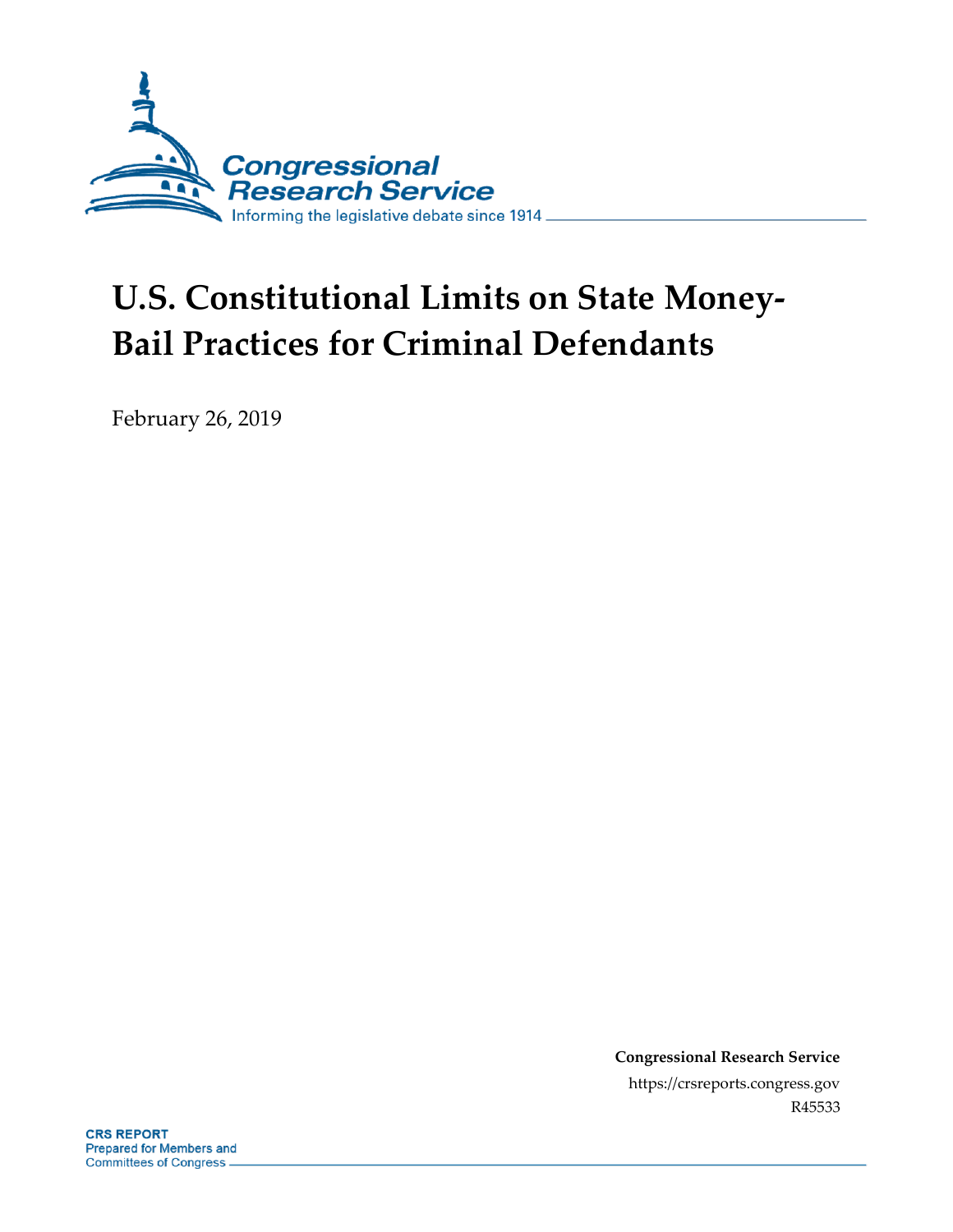Congressional Research Service

Informing the legislative debate since 1914

# U.S. Constitutional Limits on State Money-Bail Practices for Criminal Defendants

February 26, 2019

**Congressional Research Service**

https://crsreports.congress.gov

R45533

**CRS REPORT**

Prepared for Members and Committees of Congress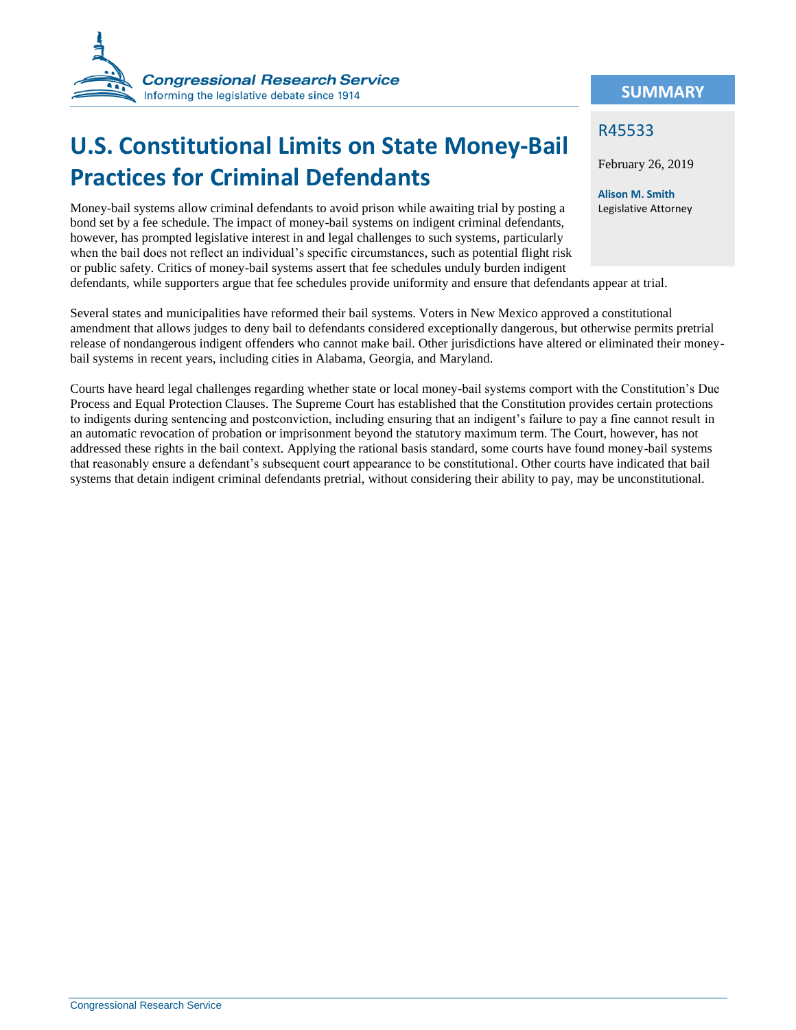# U.S. Constitutional Limits on State Money-Bail Practices for Criminal Defendants

## SUMMARY

R45533

February 26, 2019

**Alison M. Smith**
Legislative Attorney

Money-bail systems allow criminal defendants to avoid prison while awaiting trial by posting a bond set by a fee schedule. The impact of money-bail systems on indigent criminal defendants, however, has prompted legislative interest in and legal challenges to such systems, particularly when the bail does not reflect an individual's specific circumstances, such as potential flight risk or public safety. Critics of money-bail systems assert that fee schedules unduly burden indigent defendants, while supporters argue that fee schedules provide uniformity and ensure that defendants appear at trial.

Several states and municipalities have reformed their bail systems. Voters in New Mexico approved a constitutional amendment that allows judges to deny bail to defendants considered exceptionally dangerous, but otherwise permits pretrial release of nondangerous indigent offenders who cannot make bail. Other jurisdictions have altered or eliminated their money-bail systems in recent years, including cities in Alabama, Georgia, and Maryland.

Courts have heard legal challenges regarding whether state or local money-bail systems comport with the Constitution's Due Process and Equal Protection Clauses. The Supreme Court has established that the Constitution provides certain protections to indigents during sentencing and postconviction, including ensuring that an indigent's failure to pay a fine cannot result in an automatic revocation of probation or imprisonment beyond the statutory maximum term. The Court, however, has not addressed these rights in the bail context. Applying the rational basis standard, some courts have found money-bail systems that reasonably ensure a defendant's subsequent court appearance to be constitutional. Other courts have indicated that bail systems that detain indigent criminal defendants pretrial, without considering their ability to pay, may be unconstitutional.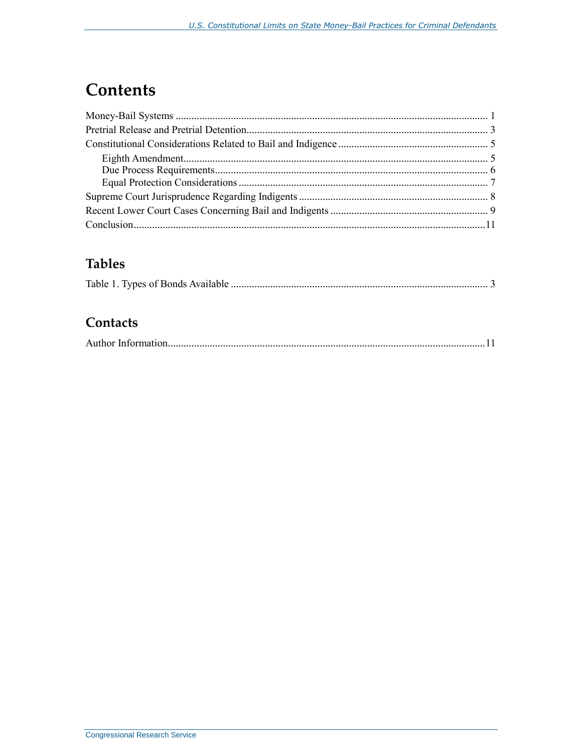# Contents

Money-Bail Systems ........................................................................................................ 1
Pretrial Release and Pretrial Detention............................................................................ 3
Constitutional Considerations Related to Bail and Indigence ......................................... 5
    Eighth Amendment.................................................................................................... 5
    Due Process Requirements....................................................................................... 6
    Equal Protection Considerations .............................................................................. 7
Supreme Court Jurisprudence Regarding Indigents ........................................................ 8
Recent Lower Court Cases Concerning Bail and Indigents ............................................ 9
Conclusion.......................................................................................................................11

## Tables

Table 1. Types of Bonds Available .................................................................................. 3

## Contacts

Author Information...........................................................................................................11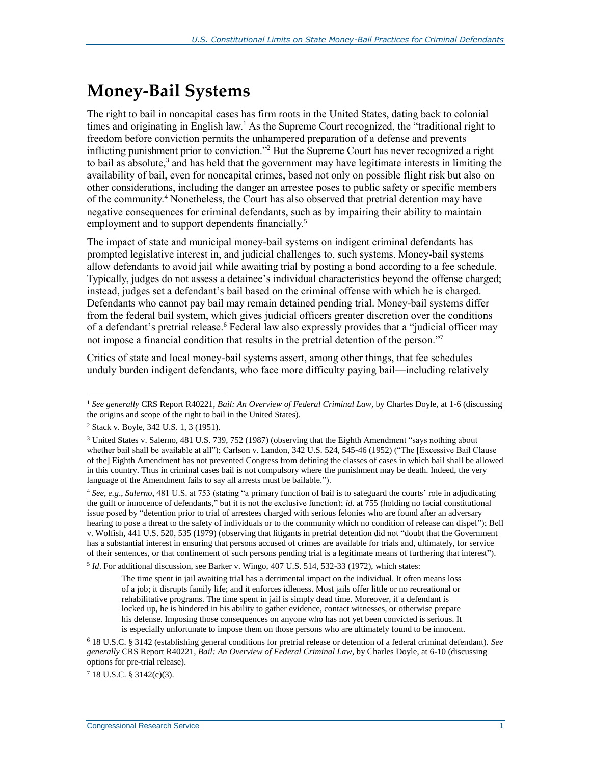# Money-Bail Systems

The right to bail in noncapital cases has firm roots in the United States, dating back to colonial times and originating in English law.[1] As the Supreme Court recognized, the "traditional right to freedom before conviction permits the unhampered preparation of a defense and prevents inflicting punishment prior to conviction."[2] But the Supreme Court has never recognized a right to bail as absolute,[3] and has held that the government may have legitimate interests in limiting the availability of bail, even for noncapital crimes, based not only on possible flight risk but also on other considerations, including the danger an arrestee poses to public safety or specific members of the community.[4] Nonetheless, the Court has also observed that pretrial detention may have negative consequences for criminal defendants, such as by impairing their ability to maintain employment and to support dependents financially.[5]

The impact of state and municipal money-bail systems on indigent criminal defendants has prompted legislative interest in, and judicial challenges to, such systems. Money-bail systems allow defendants to avoid jail while awaiting trial by posting a bond according to a fee schedule. Typically, judges do not assess a detainee's individual characteristics beyond the offense charged; instead, judges set a defendant's bail based on the criminal offense with which he is charged. Defendants who cannot pay bail may remain detained pending trial. Money-bail systems differ from the federal bail system, which gives judicial officers greater discretion over the conditions of a defendant's pretrial release.[6] Federal law also expressly provides that a "judicial officer may not impose a financial condition that results in the pretrial detention of the person."[7]

Critics of state and local money-bail systems assert, among other things, that fee schedules unduly burden indigent defendants, who face more difficulty paying bail—including relatively

---

[1] *See generally* CRS Report R40221, *Bail: An Overview of Federal Criminal Law*, by Charles Doyle, at 1-6 (discussing the origins and scope of the right to bail in the United States).

[2] Stack v. Boyle, 342 U.S. 1, 3 (1951).

[3] United States v. Salerno, 481 U.S. 739, 752 (1987) (observing that the Eighth Amendment "says nothing about whether bail shall be available at all"); Carlson v. Landon, 342 U.S. 524, 545-46 (1952) ("The [Excessive Bail Clause of the] Eighth Amendment has not prevented Congress from defining the classes of cases in which bail shall be allowed in this country. Thus in criminal cases bail is not compulsory where the punishment may be death. Indeed, the very language of the Amendment fails to say all arrests must be bailable.").

[4] *See, e.g.*, *Salerno*, 481 U.S. at 753 (stating "a primary function of bail is to safeguard the courts' role in adjudicating the guilt or innocence of defendants," but it is not the exclusive function); *id*. at 755 (holding no facial constitutional issue posed by "detention prior to trial of arrestees charged with serious felonies who are found after an adversary hearing to pose a threat to the safety of individuals or to the community which no condition of release can dispel"); Bell v. Wolfish, 441 U.S. 520, 535 (1979) (observing that litigants in pretrial detention did not "doubt that the Government has a substantial interest in ensuring that persons accused of crimes are available for trials and, ultimately, for service of their sentences, or that confinement of such persons pending trial is a legitimate means of furthering that interest").

[5] *Id*. For additional discussion, see Barker v. Wingo, 407 U.S. 514, 532-33 (1972), which states:

> The time spent in jail awaiting trial has a detrimental impact on the individual. It often means loss of a job; it disrupts family life; and it enforces idleness. Most jails offer little or no recreational or rehabilitative programs. The time spent in jail is simply dead time. Moreover, if a defendant is locked up, he is hindered in his ability to gather evidence, contact witnesses, or otherwise prepare his defense. Imposing those consequences on anyone who has not yet been convicted is serious. It is especially unfortunate to impose them on those persons who are ultimately found to be innocent.

[6] 18 U.S.C. § 3142 (establishing general conditions for pretrial release or detention of a federal criminal defendant). *See generally* CRS Report R40221, *Bail: An Overview of Federal Criminal Law*, by Charles Doyle, at 6-10 (discussing options for pre-trial release).

[7] 18 U.S.C. § 3142(c)(3).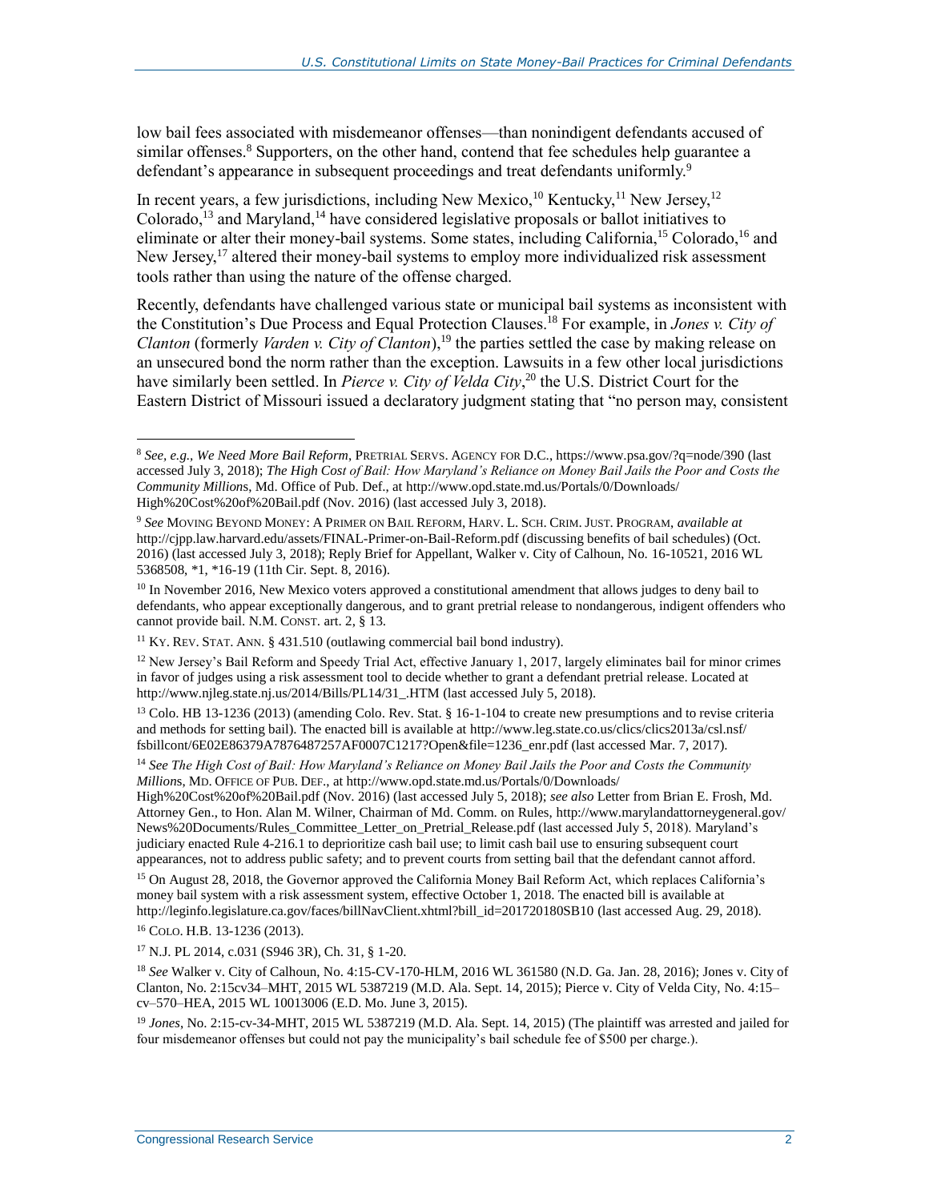low bail fees associated with misdemeanor offenses—than nonindigent defendants accused of similar offenses.[8] Supporters, on the other hand, contend that fee schedules help guarantee a defendant's appearance in subsequent proceedings and treat defendants uniformly.[9]

In recent years, a few jurisdictions, including New Mexico,[10] Kentucky,[11] New Jersey,[12] Colorado,[13] and Maryland,[14] have considered legislative proposals or ballot initiatives to eliminate or alter their money-bail systems. Some states, including California,[15] Colorado,[16] and New Jersey,[17] altered their money-bail systems to employ more individualized risk assessment tools rather than using the nature of the offense charged.

Recently, defendants have challenged various state or municipal bail systems as inconsistent with the Constitution's Due Process and Equal Protection Clauses.[18] For example, in *Jones v. City of Clanton* (formerly *Varden v. City of Clanton*),[19] the parties settled the case by making release on an unsecured bond the norm rather than the exception. Lawsuits in a few other local jurisdictions have similarly been settled. In *Pierce v. City of Velda City*,[20] the U.S. District Court for the Eastern District of Missouri issued a declaratory judgment stating that "no person may, consistent

---

[8] *See, e.g., We Need More Bail Reform*, PRETRIAL SERVS. AGENCY FOR D.C., https://www.psa.gov/?q=node/390 (last accessed July 3, 2018); *The High Cost of Bail: How Maryland's Reliance on Money Bail Jails the Poor and Costs the Community Millions*, Md. Office of Pub. Def., at http://www.opd.state.md.us/Portals/0/Downloads/High%20Cost%20of%20Bail.pdf (Nov. 2016) (last accessed July 3, 2018).

[9] *See* MOVING BEYOND MONEY: A PRIMER ON BAIL REFORM, HARV. L. SCH. CRIM. JUST. PROGRAM, *available at* http://cjpp.law.harvard.edu/assets/FINAL-Primer-on-Bail-Reform.pdf (discussing benefits of bail schedules) (Oct. 2016) (last accessed July 3, 2018); Reply Brief for Appellant, Walker v. City of Calhoun, No. 16-10521, 2016 WL 5368508, *1, *16-19 (11th Cir. Sept. 8, 2016).

[10] In November 2016, New Mexico voters approved a constitutional amendment that allows judges to deny bail to defendants, who appear exceptionally dangerous, and to grant pretrial release to nondangerous, indigent offenders who cannot provide bail. N.M. CONST. art. 2, § 13.

[11] KY. REV. STAT. ANN. § 431.510 (outlawing commercial bail bond industry).

[12] New Jersey's Bail Reform and Speedy Trial Act, effective January 1, 2017, largely eliminates bail for minor crimes in favor of judges using a risk assessment tool to decide whether to grant a defendant pretrial release. Located at http://www.njleg.state.nj.us/2014/Bills/PL14/31_.HTM (last accessed July 5, 2018).

[13] Colo. HB 13-1236 (2013) (amending Colo. Rev. Stat. § 16-1-104 to create new presumptions and to revise criteria and methods for setting bail). The enacted bill is available at http://www.leg.state.co.us/clics/clics2013a/csl.nsf/fsbillcont/6E02E86379A7876487257AF0007C1217?Open&file=1236_enr.pdf (last accessed Mar. 7, 2017).

[14] *See The High Cost of Bail: How Maryland's Reliance on Money Bail Jails the Poor and Costs the Community Millions*, MD. OFFICE OF PUB. DEF., at http://www.opd.state.md.us/Portals/0/Downloads/High%20Cost%20of%20Bail.pdf (Nov. 2016) (last accessed July 5, 2018); *see also* Letter from Brian E. Frosh, Md. Attorney Gen., to Hon. Alan M. Wilner, Chairman of Md. Comm. on Rules, http://www.marylandattorneygeneral.gov/News%20Documents/Rules_Committee_Letter_on_Pretrial_Release.pdf (last accessed July 5, 2018). Maryland's judiciary enacted Rule 4-216.1 to deprioritize cash bail use; to limit cash bail use to ensuring subsequent court appearances, not to address public safety; and to prevent courts from setting bail that the defendant cannot afford.

[15] On August 28, 2018, the Governor approved the California Money Bail Reform Act, which replaces California's money bail system with a risk assessment system, effective October 1, 2018. The enacted bill is available at http://leginfo.legislature.ca.gov/faces/billNavClient.xhtml?bill_id=201720180SB10 (last accessed Aug. 29, 2018).

[16] COLO. H.B. 13-1236 (2013).

[17] N.J. PL 2014, c.031 (S946 3R), Ch. 31, § 1-20.

[18] *See* Walker v. City of Calhoun, No. 4:15-CV-170-HLM, 2016 WL 361580 (N.D. Ga. Jan. 28, 2016); Jones v. City of Clanton, No. 2:15cv34–MHT, 2015 WL 5387219 (M.D. Ala. Sept. 14, 2015); Pierce v. City of Velda City, No. 4:15–cv–570–HEA, 2015 WL 10013006 (E.D. Mo. June 3, 2015).

[19] *Jones*, No. 2:15-cv-34-MHT, 2015 WL 5387219 (M.D. Ala. Sept. 14, 2015) (The plaintiff was arrested and jailed for four misdemeanor offenses but could not pay the municipality's bail schedule fee of $500 per charge.).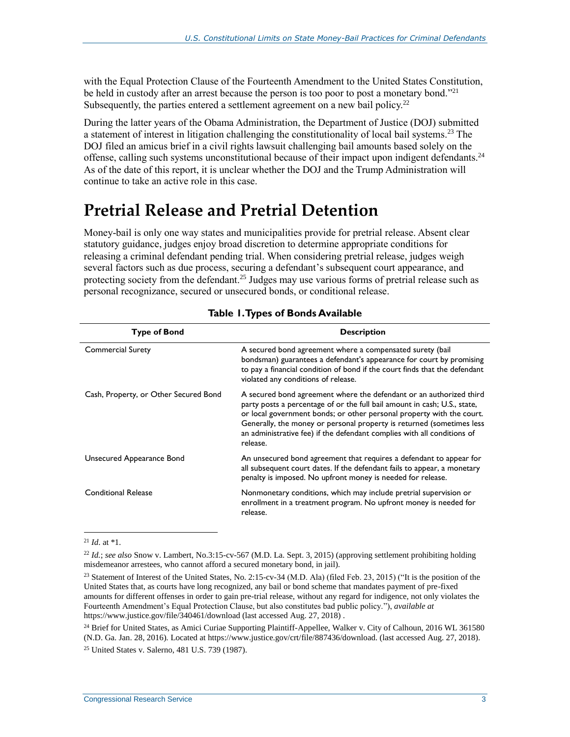with the Equal Protection Clause of the Fourteenth Amendment to the United States Constitution, be held in custody after an arrest because the person is too poor to post a monetary bond."[21] Subsequently, the parties entered a settlement agreement on a new bail policy.[22]

During the latter years of the Obama Administration, the Department of Justice (DOJ) submitted a statement of interest in litigation challenging the constitutionality of local bail systems.[23] The DOJ filed an amicus brief in a civil rights lawsuit challenging bail amounts based solely on the offense, calling such systems unconstitutional because of their impact upon indigent defendants.[24] As of the date of this report, it is unclear whether the DOJ and the Trump Administration will continue to take an active role in this case.

# Pretrial Release and Pretrial Detention

Money-bail is only one way states and municipalities provide for pretrial release. Absent clear statutory guidance, judges enjoy broad discretion to determine appropriate conditions for releasing a criminal defendant pending trial. When considering pretrial release, judges weigh several factors such as due process, securing a defendant's subsequent court appearance, and protecting society from the defendant.[25] Judges may use various forms of pretrial release such as personal recognizance, secured or unsecured bonds, or conditional release.

**Table 1. Types of Bonds Available**

| Type of Bond | Description |
|---|---|
| Commercial Surety | A secured bond agreement where a compensated surety (bail bondsman) guarantees a defendant's appearance for court by promising to pay a financial condition of bond if the court finds that the defendant violated any conditions of release. |
| Cash, Property, or Other Secured Bond | A secured bond agreement where the defendant or an authorized third party posts a percentage of or the full bail amount in cash; U.S., state, or local government bonds; or other personal property with the court. Generally, the money or personal property is returned (sometimes less an administrative fee) if the defendant complies with all conditions of release. |
| Unsecured Appearance Bond | An unsecured bond agreement that requires a defendant to appear for all subsequent court dates. If the defendant fails to appear, a monetary penalty is imposed. No upfront money is needed for release. |
| Conditional Release | Nonmonetary conditions, which may include pretrial supervision or enrollment in a treatment program. No upfront money is needed for release. |

---

[21] *Id*. at \*1.

[22] *Id.*; *see also* Snow v. Lambert, No.3:15-cv-567 (M.D. La. Sept. 3, 2015) (approving settlement prohibiting holding misdemeanor arrestees, who cannot afford a secured monetary bond, in jail).

[23] Statement of Interest of the United States, No. 2:15-cv-34 (M.D. Ala) (filed Feb. 23, 2015) ("It is the position of the United States that, as courts have long recognized, any bail or bond scheme that mandates payment of pre-fixed amounts for different offenses in order to gain pre-trial release, without any regard for indigence, not only violates the Fourteenth Amendment's Equal Protection Clause, but also constitutes bad public policy."), *available at* https://www.justice.gov/file/340461/download (last accessed Aug. 27, 2018) .

[24] Brief for United States, as Amici Curiae Supporting Plaintiff-Appellee, Walker v. City of Calhoun, 2016 WL 361580 (N.D. Ga. Jan. 28, 2016). Located at https://www.justice.gov/crt/file/887436/download. (last accessed Aug. 27, 2018).

[25] United States v. Salerno, 481 U.S. 739 (1987).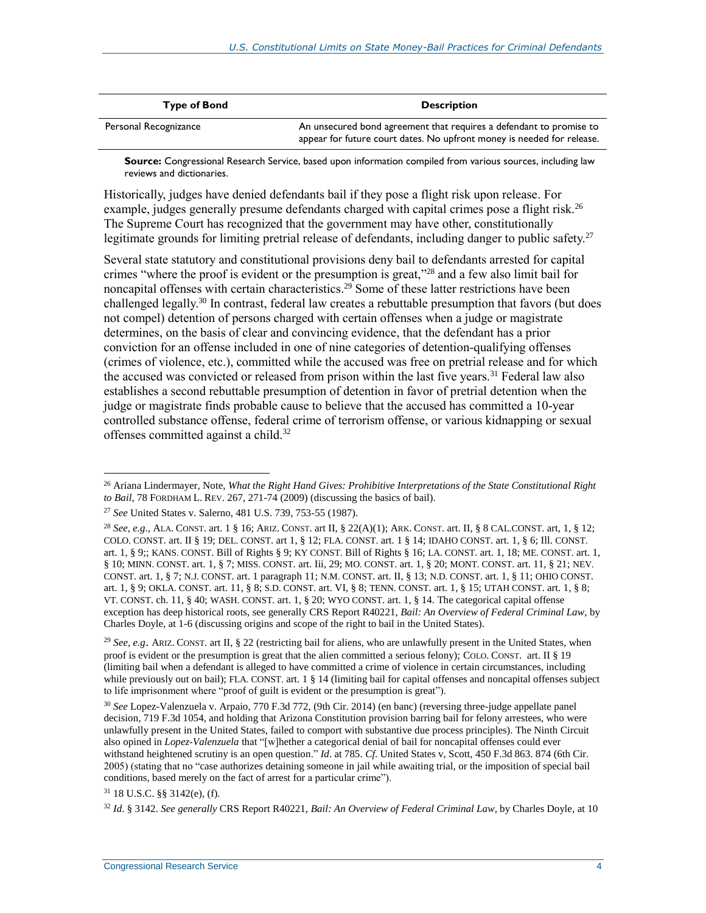| Type of Bond | Description |
| --- | --- |
| Personal Recognizance | An unsecured bond agreement that requires a defendant to promise to appear for future court dates. No upfront money is needed for release. |

**Source:** Congressional Research Service, based upon information compiled from various sources, including law reviews and dictionaries.

Historically, judges have denied defendants bail if they pose a flight risk upon release. For example, judges generally presume defendants charged with capital crimes pose a flight risk.[26] The Supreme Court has recognized that the government may have other, constitutionally legitimate grounds for limiting pretrial release of defendants, including danger to public safety.[27]

Several state statutory and constitutional provisions deny bail to defendants arrested for capital crimes "where the proof is evident or the presumption is great,"[28] and a few also limit bail for noncapital offenses with certain characteristics.[29] Some of these latter restrictions have been challenged legally.[30] In contrast, federal law creates a rebuttable presumption that favors (but does not compel) detention of persons charged with certain offenses when a judge or magistrate determines, on the basis of clear and convincing evidence, that the defendant has a prior conviction for an offense included in one of nine categories of detention-qualifying offenses (crimes of violence, etc.), committed while the accused was free on pretrial release and for which the accused was convicted or released from prison within the last five years.[31] Federal law also establishes a second rebuttable presumption of detention in favor of pretrial detention when the judge or magistrate finds probable cause to believe that the accused has committed a 10-year controlled substance offense, federal crime of terrorism offense, or various kidnapping or sexual offenses committed against a child.[32]

---

[26] Ariana Lindermayer, Note, *What the Right Hand Gives: Prohibitive Interpretations of the State Constitutional Right to Bail*, 78 FORDHAM L. REV. 267, 271-74 (2009) (discussing the basics of bail).

[27] *See* United States v. Salerno, 481 U.S. 739, 753-55 (1987).

[28] *See, e.g.,* ALA. CONST. art. 1 § 16; ARIZ. CONST. art II, § 22(A)(1); ARK. CONST. art. II, § 8 CAL.CONST. art, 1, § 12; COLO. CONST. art. II § 19; DEL. CONST. art 1, § 12; FLA. CONST. art. 1 § 14; IDAHO CONST. art. 1, § 6; Ill. CONST. art. 1, § 9;; KANS. CONST. Bill of Rights § 9; KY CONST. Bill of Rights § 16; LA. CONST. art. 1, 18; ME. CONST. art. 1, § 10; MINN. CONST. art. 1, § 7; MISS. CONST. art. Iii, 29; MO. CONST. art. 1, § 20; MONT. CONST. art. 11, § 21; NEV. CONST. art. 1, § 7; N.J. CONST. art. 1 paragraph 11; N.M. CONST. art. II, § 13; N.D. CONST. art. 1, § 11; OHIO CONST. art. 1, § 9; OKLA. CONST. art. 11, § 8; S.D. CONST. art. VI, § 8; TENN. CONST. art. 1, § 15; UTAH CONST. art. 1, § 8; VT. CONST. ch. 11, § 40; WASH. CONST. art. 1, § 20; WYO CONST. art. 1, § 14. The categorical capital offense exception has deep historical roots, see generally CRS Report R40221, *Bail: An Overview of Federal Criminal Law*, by Charles Doyle, at 1-6 (discussing origins and scope of the right to bail in the United States).

[29] *See, e.g*. ARIZ. CONST. art II, § 22 (restricting bail for aliens, who are unlawfully present in the United States, when proof is evident or the presumption is great that the alien committed a serious felony); COLO. CONST. art. II § 19 (limiting bail when a defendant is alleged to have committed a crime of violence in certain circumstances, including while previously out on bail); FLA. CONST. art. 1 § 14 (limiting bail for capital offenses and noncapital offenses subject to life imprisonment where "proof of guilt is evident or the presumption is great").

[30] *See* Lopez-Valenzuela v. Arpaio, 770 F.3d 772, (9th Cir. 2014) (en banc) (reversing three-judge appellate panel decision, 719 F.3d 1054, and holding that Arizona Constitution provision barring bail for felony arrestees, who were unlawfully present in the United States, failed to comport with substantive due process principles). The Ninth Circuit also opined in *Lopez-Valenzuela* that "[w]hether a categorical denial of bail for noncapital offenses could ever withstand heightened scrutiny is an open question." *Id*. at 785. *Cf.* United States v, Scott, 450 F.3d 863. 874 (6th Cir. 2005) (stating that no "case authorizes detaining someone in jail while awaiting trial, or the imposition of special bail conditions, based merely on the fact of arrest for a particular crime").

[31] 18 U.S.C. §§ 3142(e), (f).

[32] *Id*. § 3142. *See generally* CRS Report R40221, *Bail: An Overview of Federal Criminal Law,* by Charles Doyle, at 10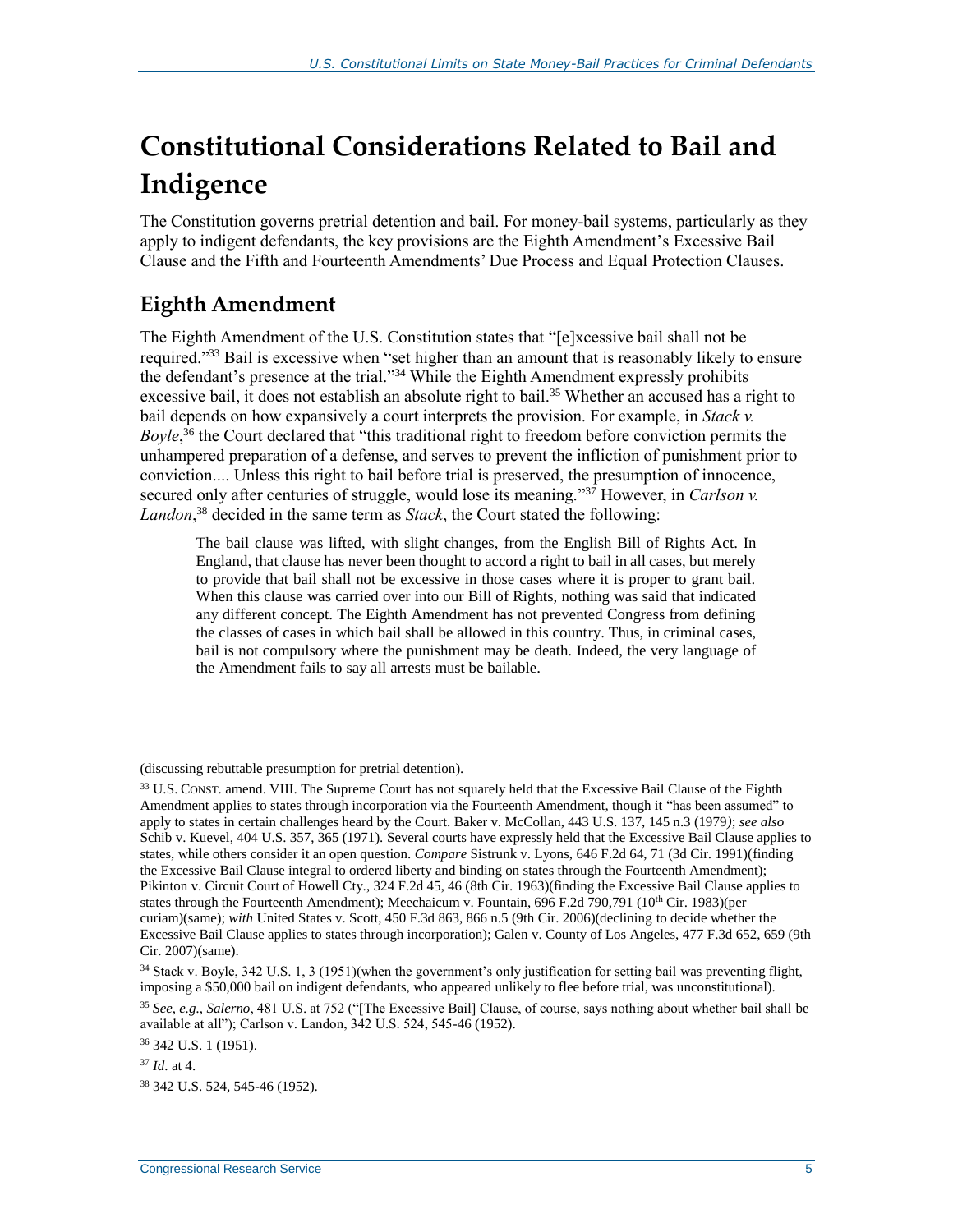# Constitutional Considerations Related to Bail and Indigence

The Constitution governs pretrial detention and bail. For money-bail systems, particularly as they apply to indigent defendants, the key provisions are the Eighth Amendment's Excessive Bail Clause and the Fifth and Fourteenth Amendments' Due Process and Equal Protection Clauses.

## Eighth Amendment

The Eighth Amendment of the U.S. Constitution states that "[e]xcessive bail shall not be required."[33] Bail is excessive when "set higher than an amount that is reasonably likely to ensure the defendant's presence at the trial."[34] While the Eighth Amendment expressly prohibits excessive bail, it does not establish an absolute right to bail.[35] Whether an accused has a right to bail depends on how expansively a court interprets the provision. For example, in *Stack v. Boyle*,[36] the Court declared that "this traditional right to freedom before conviction permits the unhampered preparation of a defense, and serves to prevent the infliction of punishment prior to conviction.... Unless this right to bail before trial is preserved, the presumption of innocence, secured only after centuries of struggle, would lose its meaning."[37] However, in *Carlson v. Landon*,[38] decided in the same term as *Stack*, the Court stated the following:

> The bail clause was lifted, with slight changes, from the English Bill of Rights Act. In England, that clause has never been thought to accord a right to bail in all cases, but merely to provide that bail shall not be excessive in those cases where it is proper to grant bail. When this clause was carried over into our Bill of Rights, nothing was said that indicated any different concept. The Eighth Amendment has not prevented Congress from defining the classes of cases in which bail shall be allowed in this country. Thus, in criminal cases, bail is not compulsory where the punishment may be death. Indeed, the very language of the Amendment fails to say all arrests must be bailable.

---

(discussing rebuttable presumption for pretrial detention).

[33] U.S. CONST. amend. VIII. The Supreme Court has not squarely held that the Excessive Bail Clause of the Eighth Amendment applies to states through incorporation via the Fourteenth Amendment, though it "has been assumed" to apply to states in certain challenges heard by the Court. Baker v. McCollan, 443 U.S. 137, 145 n.3 (1979); *see also* Schib v. Kuevel, 404 U.S. 357, 365 (1971). Several courts have expressly held that the Excessive Bail Clause applies to states, while others consider it an open question. *Compare* Sistrunk v. Lyons, 646 F.2d 64, 71 (3d Cir. 1991)(finding the Excessive Bail Clause integral to ordered liberty and binding on states through the Fourteenth Amendment); Pikinton v. Circuit Court of Howell Cty., 324 F.2d 45, 46 (8th Cir. 1963)(finding the Excessive Bail Clause applies to states through the Fourteenth Amendment); Meechaicum v. Fountain, 696 F.2d 790,791 (10th Cir. 1983)(per curiam)(same); *with* United States v. Scott, 450 F.3d 863, 866 n.5 (9th Cir. 2006)(declining to decide whether the Excessive Bail Clause applies to states through incorporation); Galen v. County of Los Angeles, 477 F.3d 652, 659 (9th Cir. 2007)(same).

[34] Stack v. Boyle, 342 U.S. 1, 3 (1951)(when the government's only justification for setting bail was preventing flight, imposing a $50,000 bail on indigent defendants, who appeared unlikely to flee before trial, was unconstitutional).

[35] *See, e.g., Salerno*, 481 U.S. at 752 ("[The Excessive Bail] Clause, of course, says nothing about whether bail shall be available at all"); Carlson v. Landon, 342 U.S. 524, 545-46 (1952).

[36] 342 U.S. 1 (1951).

[37] *Id.* at 4.

[38] 342 U.S. 524, 545-46 (1952).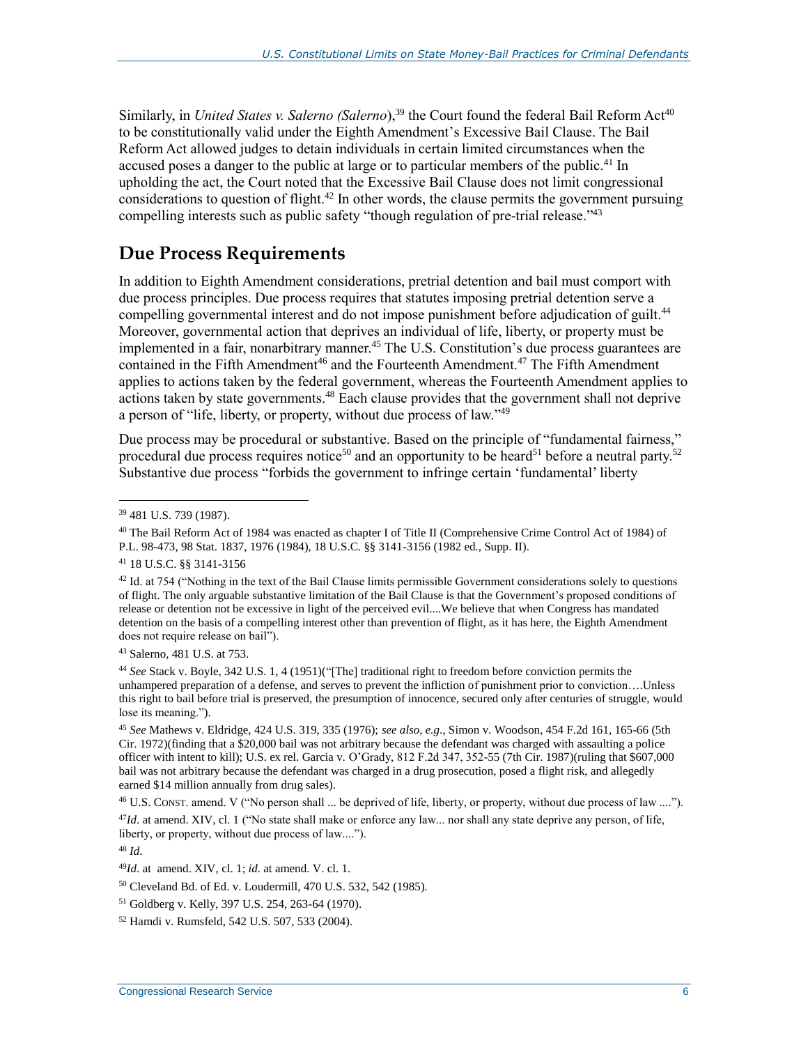Similarly, in *United States v. Salerno (Salerno)*,[39] the Court found the federal Bail Reform Act[40] to be constitutionally valid under the Eighth Amendment's Excessive Bail Clause. The Bail Reform Act allowed judges to detain individuals in certain limited circumstances when the accused poses a danger to the public at large or to particular members of the public.[41] In upholding the act, the Court noted that the Excessive Bail Clause does not limit congressional considerations to question of flight.[42] In other words, the clause permits the government pursuing compelling interests such as public safety "though regulation of pre-trial release."[43]

## Due Process Requirements

In addition to Eighth Amendment considerations, pretrial detention and bail must comport with due process principles. Due process requires that statutes imposing pretrial detention serve a compelling governmental interest and do not impose punishment before adjudication of guilt.[44] Moreover, governmental action that deprives an individual of life, liberty, or property must be implemented in a fair, nonarbitrary manner.[45] The U.S. Constitution's due process guarantees are contained in the Fifth Amendment[46] and the Fourteenth Amendment.[47] The Fifth Amendment applies to actions taken by the federal government, whereas the Fourteenth Amendment applies to actions taken by state governments.[48] Each clause provides that the government shall not deprive a person of "life, liberty, or property, without due process of law."[49]

Due process may be procedural or substantive. Based on the principle of "fundamental fairness," procedural due process requires notice[50] and an opportunity to be heard[51] before a neutral party.[52] Substantive due process "forbids the government to infringe certain 'fundamental' liberty

---

[39] 481 U.S. 739 (1987).

[40] The Bail Reform Act of 1984 was enacted as chapter I of Title II (Comprehensive Crime Control Act of 1984) of P.L. 98-473, 98 Stat. 1837, 1976 (1984), 18 U.S.C. §§ 3141-3156 (1982 ed., Supp. II).

[41] 18 U.S.C. §§ 3141-3156

[42] Id. at 754 ("Nothing in the text of the Bail Clause limits permissible Government considerations solely to questions of flight. The only arguable substantive limitation of the Bail Clause is that the Government's proposed conditions of release or detention not be excessive in light of the perceived evil....We believe that when Congress has mandated detention on the basis of a compelling interest other than prevention of flight, as it has here, the Eighth Amendment does not require release on bail").

[43] Salerno, 481 U.S. at 753.

[44] *See* Stack v. Boyle, 342 U.S. 1, 4 (1951)("[The] traditional right to freedom before conviction permits the unhampered preparation of a defense, and serves to prevent the infliction of punishment prior to conviction….Unless this right to bail before trial is preserved, the presumption of innocence, secured only after centuries of struggle, would lose its meaning.").

[45] *See* Mathews v. Eldridge, 424 U.S. 319, 335 (1976); *see also, e.g.*, Simon v. Woodson, 454 F.2d 161, 165-66 (5th Cir. 1972)(finding that a $20,000 bail was not arbitrary because the defendant was charged with assaulting a police officer with intent to kill); U.S. ex rel. Garcia v. O'Grady, 812 F.2d 347, 352-55 (7th Cir. 1987)(ruling that $607,000 bail was not arbitrary because the defendant was charged in a drug prosecution, posed a flight risk, and allegedly earned $14 million annually from drug sales).

[46] U.S. CONST. amend. V ("No person shall ... be deprived of life, liberty, or property, without due process of law ....").

[47] *Id*. at amend. XIV, cl. 1 ("No state shall make or enforce any law... nor shall any state deprive any person, of life, liberty, or property, without due process of law....").

[48] *Id*.

[49] *Id*. at amend. XIV, cl. 1; *id*. at amend. V. cl. 1.

[50] Cleveland Bd. of Ed. v. Loudermill, 470 U.S. 532, 542 (1985).

[51] Goldberg v. Kelly, 397 U.S. 254, 263-64 (1970).

[52] Hamdi v. Rumsfeld, 542 U.S. 507, 533 (2004).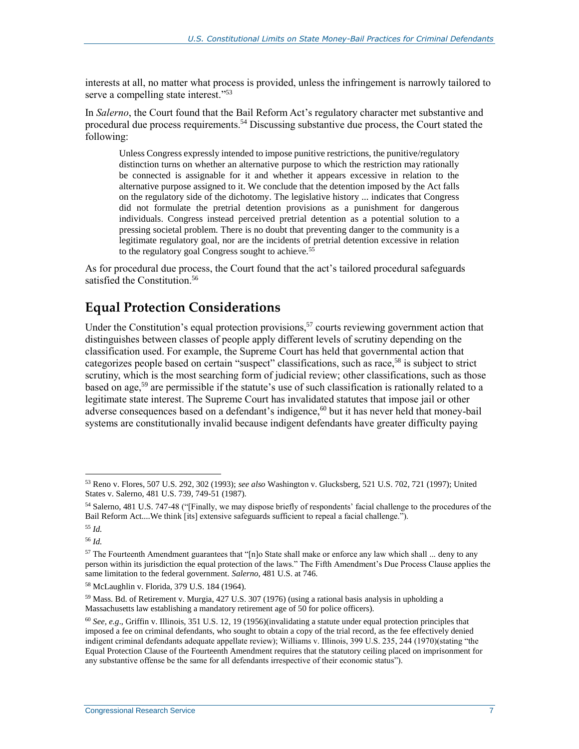interests at all, no matter what process is provided, unless the infringement is narrowly tailored to serve a compelling state interest."[53]

In *Salerno*, the Court found that the Bail Reform Act's regulatory character met substantive and procedural due process requirements.[54] Discussing substantive due process, the Court stated the following:

> Unless Congress expressly intended to impose punitive restrictions, the punitive/regulatory distinction turns on whether an alternative purpose to which the restriction may rationally be connected is assignable for it and whether it appears excessive in relation to the alternative purpose assigned to it. We conclude that the detention imposed by the Act falls on the regulatory side of the dichotomy. The legislative history ... indicates that Congress did not formulate the pretrial detention provisions as a punishment for dangerous individuals. Congress instead perceived pretrial detention as a potential solution to a pressing societal problem. There is no doubt that preventing danger to the community is a legitimate regulatory goal, nor are the incidents of pretrial detention excessive in relation to the regulatory goal Congress sought to achieve.[55]

As for procedural due process, the Court found that the act's tailored procedural safeguards satisfied the Constitution.[56]

## Equal Protection Considerations

Under the Constitution's equal protection provisions,[57] courts reviewing government action that distinguishes between classes of people apply different levels of scrutiny depending on the classification used. For example, the Supreme Court has held that governmental action that categorizes people based on certain "suspect" classifications, such as race,[58] is subject to strict scrutiny, which is the most searching form of judicial review; other classifications, such as those based on age,[59] are permissible if the statute's use of such classification is rationally related to a legitimate state interest. The Supreme Court has invalidated statutes that impose jail or other adverse consequences based on a defendant's indigence,[60] but it has never held that money-bail systems are constitutionally invalid because indigent defendants have greater difficulty paying

---

[53] Reno v. Flores, 507 U.S. 292, 302 (1993); *see also* Washington v. Glucksberg, 521 U.S. 702, 721 (1997); United States v. Salerno, 481 U.S. 739, 749-51 (1987).

[54] Salerno, 481 U.S. 747-48 ("[Finally, we may dispose briefly of respondents' facial challenge to the procedures of the Bail Reform Act....We think [its] extensive safeguards sufficient to repeal a facial challenge.").

[55] *Id.*

[56] *Id.*

[57] The Fourteenth Amendment guarantees that "[n]o State shall make or enforce any law which shall ... deny to any person within its jurisdiction the equal protection of the laws." The Fifth Amendment's Due Process Clause applies the same limitation to the federal government. *Salerno*, 481 U.S. at 746.

[58] McLaughlin v. Florida, 379 U.S. 184 (1964).

[59] Mass. Bd. of Retirement v. Murgia, 427 U.S. 307 (1976) (using a rational basis analysis in upholding a Massachusetts law establishing a mandatory retirement age of 50 for police officers).

[60] *See, e.g*., Griffin v. Illinois, 351 U.S. 12, 19 (1956)(invalidating a statute under equal protection principles that imposed a fee on criminal defendants, who sought to obtain a copy of the trial record, as the fee effectively denied indigent criminal defendants adequate appellate review); Williams v. Illinois, 399 U.S. 235, 244 (1970)(stating "the Equal Protection Clause of the Fourteenth Amendment requires that the statutory ceiling placed on imprisonment for any substantive offense be the same for all defendants irrespective of their economic status").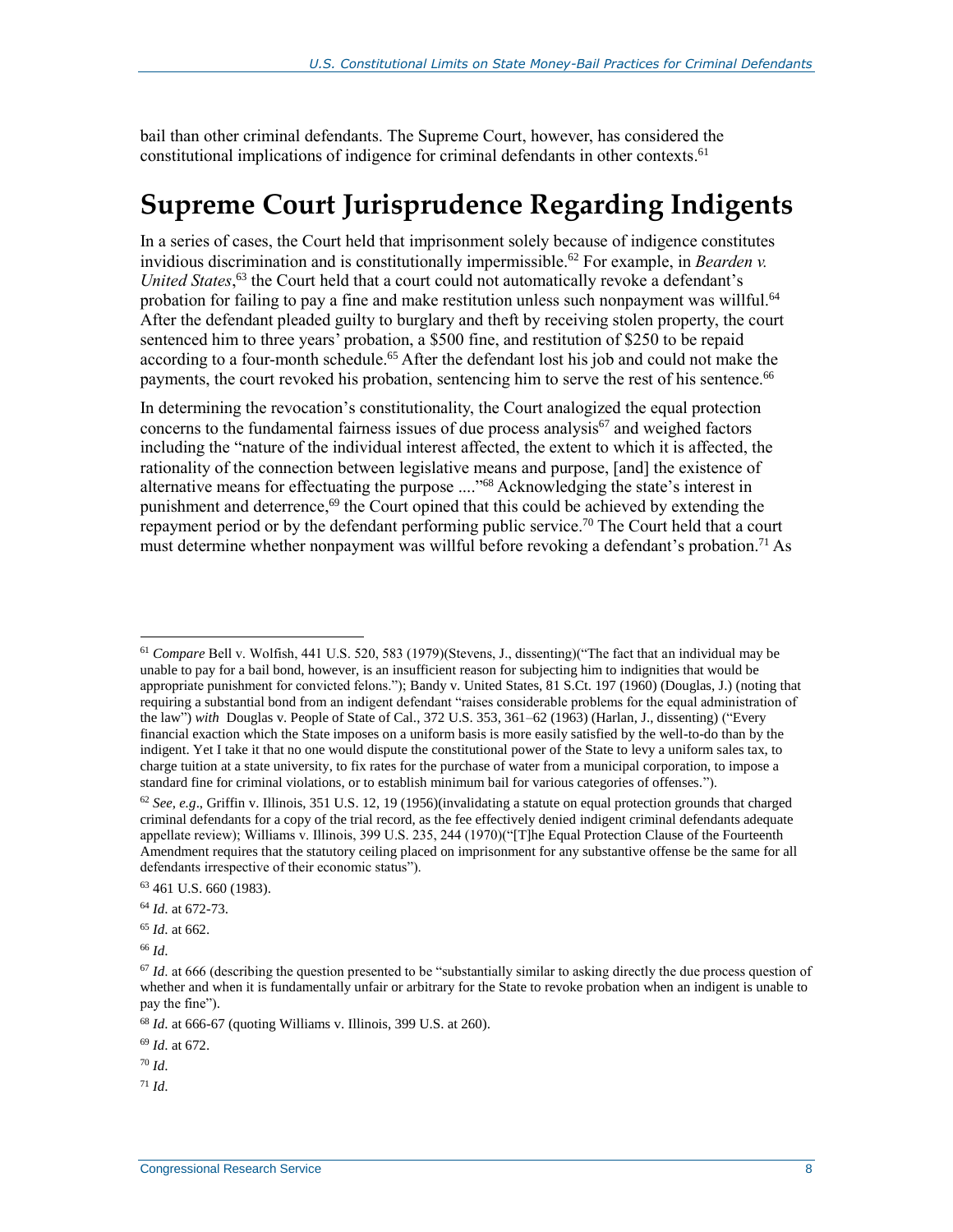bail than other criminal defendants. The Supreme Court, however, has considered the constitutional implications of indigence for criminal defendants in other contexts.[61]

## Supreme Court Jurisprudence Regarding Indigents

In a series of cases, the Court held that imprisonment solely because of indigence constitutes invidious discrimination and is constitutionally impermissible.[62] For example, in *Bearden v. United States*,[63] the Court held that a court could not automatically revoke a defendant's probation for failing to pay a fine and make restitution unless such nonpayment was willful.[64] After the defendant pleaded guilty to burglary and theft by receiving stolen property, the court sentenced him to three years' probation, a $500 fine, and restitution of $250 to be repaid according to a four-month schedule.[65] After the defendant lost his job and could not make the payments, the court revoked his probation, sentencing him to serve the rest of his sentence.[66]

In determining the revocation's constitutionality, the Court analogized the equal protection concerns to the fundamental fairness issues of due process analysis[67] and weighed factors including the "nature of the individual interest affected, the extent to which it is affected, the rationality of the connection between legislative means and purpose, [and] the existence of alternative means for effectuating the purpose ...."[68] Acknowledging the state's interest in punishment and deterrence,[69] the Court opined that this could be achieved by extending the repayment period or by the defendant performing public service.[70] The Court held that a court must determine whether nonpayment was willful before revoking a defendant's probation.[71] As

---

[61] *Compare* Bell v. Wolfish, 441 U.S. 520, 583 (1979)(Stevens, J., dissenting)("The fact that an individual may be unable to pay for a bail bond, however, is an insufficient reason for subjecting him to indignities that would be appropriate punishment for convicted felons."); Bandy v. United States, 81 S.Ct. 197 (1960) (Douglas, J.) (noting that requiring a substantial bond from an indigent defendant "raises considerable problems for the equal administration of the law") *with* Douglas v. People of State of Cal., 372 U.S. 353, 361–62 (1963) (Harlan, J., dissenting) ("Every financial exaction which the State imposes on a uniform basis is more easily satisfied by the well-to-do than by the indigent. Yet I take it that no one would dispute the constitutional power of the State to levy a uniform sales tax, to charge tuition at a state university, to fix rates for the purchase of water from a municipal corporation, to impose a standard fine for criminal violations, or to establish minimum bail for various categories of offenses.").

[62] *See, e.g*., Griffin v. Illinois, 351 U.S. 12, 19 (1956)(invalidating a statute on equal protection grounds that charged criminal defendants for a copy of the trial record, as the fee effectively denied indigent criminal defendants adequate appellate review); Williams v. Illinois, 399 U.S. 235, 244 (1970)("[T]he Equal Protection Clause of the Fourteenth Amendment requires that the statutory ceiling placed on imprisonment for any substantive offense be the same for all defendants irrespective of their economic status").

[63] 461 U.S. 660 (1983).

[64] *Id*. at 672-73.

[65] *Id*. at 662.

[66] *Id*.

[67] *Id*. at 666 (describing the question presented to be "substantially similar to asking directly the due process question of whether and when it is fundamentally unfair or arbitrary for the State to revoke probation when an indigent is unable to pay the fine").

[68] *Id*. at 666-67 (quoting Williams v. Illinois, 399 U.S. at 260).

[69] *Id*. at 672.

[70] *Id*.

[71] *Id*.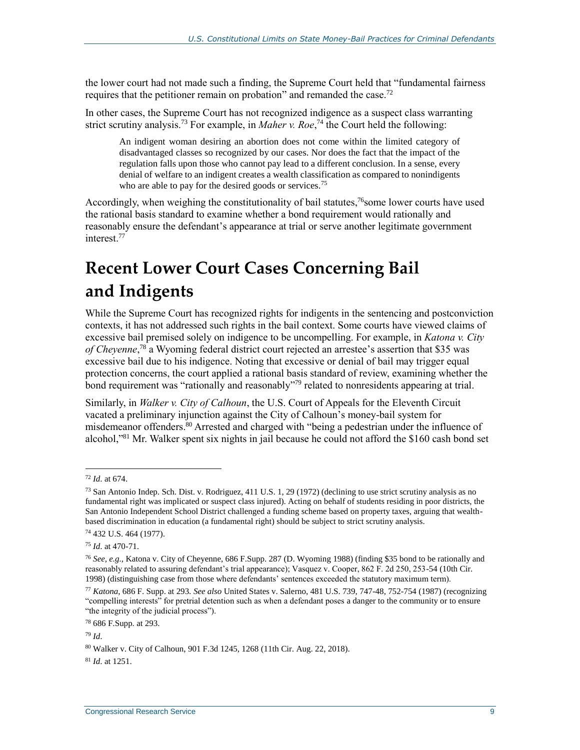the lower court had not made such a finding, the Supreme Court held that "fundamental fairness requires that the petitioner remain on probation" and remanded the case.[72]

In other cases, the Supreme Court has not recognized indigence as a suspect class warranting strict scrutiny analysis.[73] For example, in *Maher v. Roe*,[74] the Court held the following:

> An indigent woman desiring an abortion does not come within the limited category of disadvantaged classes so recognized by our cases. Nor does the fact that the impact of the regulation falls upon those who cannot pay lead to a different conclusion. In a sense, every denial of welfare to an indigent creates a wealth classification as compared to nonindigents who are able to pay for the desired goods or services.[75]

Accordingly, when weighing the constitutionality of bail statutes,[76]some lower courts have used the rational basis standard to examine whether a bond requirement would rationally and reasonably ensure the defendant's appearance at trial or serve another legitimate government interest.[77]

# Recent Lower Court Cases Concerning Bail and Indigents

While the Supreme Court has recognized rights for indigents in the sentencing and postconviction contexts, it has not addressed such rights in the bail context. Some courts have viewed claims of excessive bail premised solely on indigence to be uncompelling. For example, in *Katona v. City of Cheyenne*,[78] a Wyoming federal district court rejected an arrestee's assertion that $35 was excessive bail due to his indigence. Noting that excessive or denial of bail may trigger equal protection concerns, the court applied a rational basis standard of review, examining whether the bond requirement was "rationally and reasonably"[79] related to nonresidents appearing at trial.

Similarly, in *Walker v. City of Calhoun*, the U.S. Court of Appeals for the Eleventh Circuit vacated a preliminary injunction against the City of Calhoun's money-bail system for misdemeanor offenders.[80] Arrested and charged with "being a pedestrian under the influence of alcohol,"[81] Mr. Walker spent six nights in jail because he could not afford the $160 cash bond set

---

[72] *Id.* at 674.

[73] San Antonio Indep. Sch. Dist. v. Rodriguez, 411 U.S. 1, 29 (1972) (declining to use strict scrutiny analysis as no fundamental right was implicated or suspect class injured). Acting on behalf of students residing in poor districts, the San Antonio Independent School District challenged a funding scheme based on property taxes, arguing that wealth-based discrimination in education (a fundamental right) should be subject to strict scrutiny analysis.

[74] 432 U.S. 464 (1977).

[75] *Id.* at 470-71.

[76] *See, e.g.,* Katona v. City of Cheyenne, 686 F.Supp. 287 (D. Wyoming 1988) (finding $35 bond to be rationally and reasonably related to assuring defendant's trial appearance); Vasquez v. Cooper, 862 F. 2d 250, 253-54 (10th Cir. 1998) (distinguishing case from those where defendants' sentences exceeded the statutory maximum term).

[77] *Katona*, 686 F. Supp. at 293. *See also* United States v. Salerno, 481 U.S. 739, 747-48, 752-754 (1987) (recognizing "compelling interests" for pretrial detention such as when a defendant poses a danger to the community or to ensure "the integrity of the judicial process").

[78] 686 F.Supp. at 293.

[79] *Id.*

[80] Walker v. City of Calhoun, 901 F.3d 1245, 1268 (11th Cir. Aug. 22, 2018).

[81] *Id.* at 1251.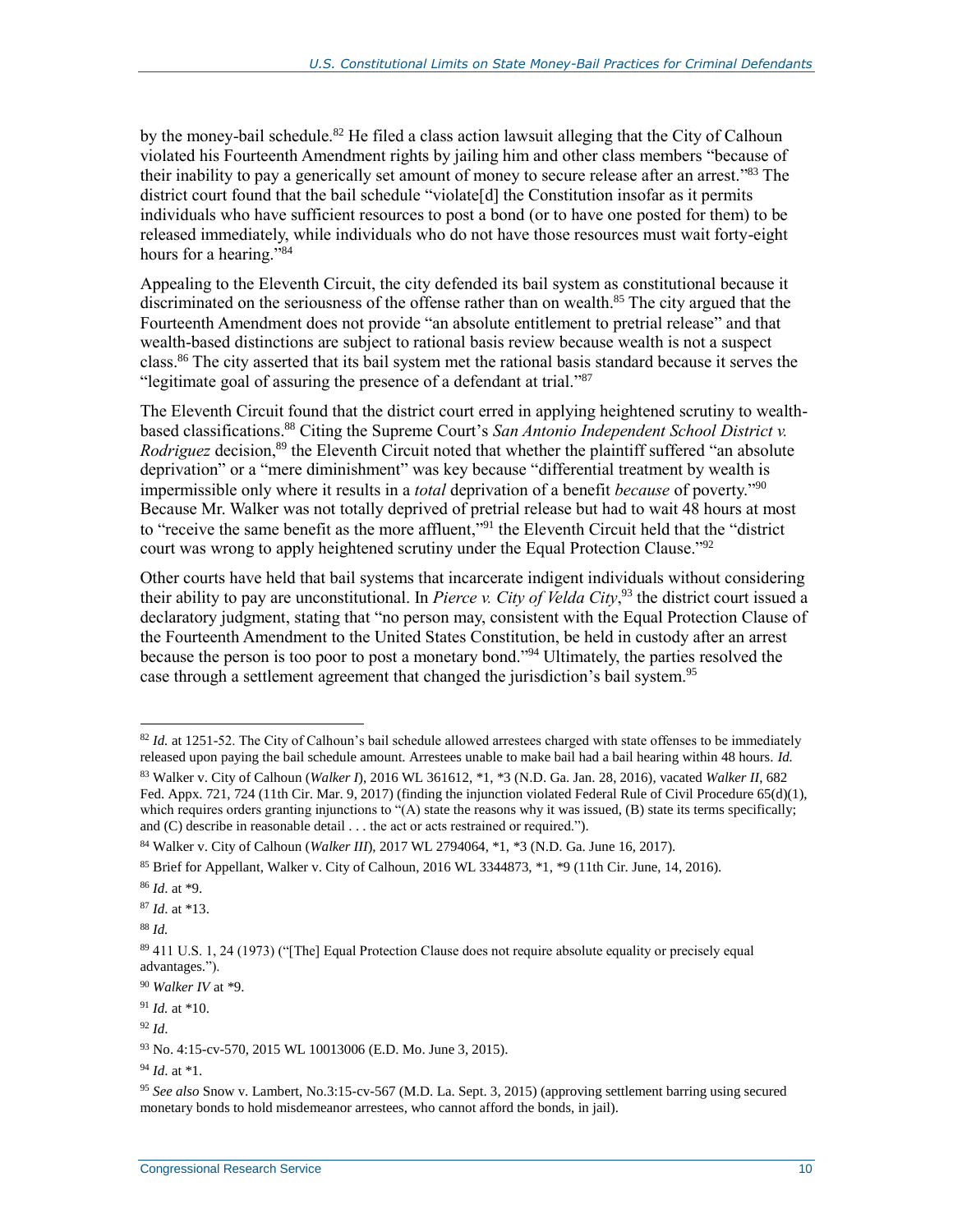by the money-bail schedule.[82] He filed a class action lawsuit alleging that the City of Calhoun violated his Fourteenth Amendment rights by jailing him and other class members "because of their inability to pay a generically set amount of money to secure release after an arrest."[83] The district court found that the bail schedule "violate[d] the Constitution insofar as it permits individuals who have sufficient resources to post a bond (or to have one posted for them) to be released immediately, while individuals who do not have those resources must wait forty-eight hours for a hearing."[84]

Appealing to the Eleventh Circuit, the city defended its bail system as constitutional because it discriminated on the seriousness of the offense rather than on wealth.[85] The city argued that the Fourteenth Amendment does not provide "an absolute entitlement to pretrial release" and that wealth-based distinctions are subject to rational basis review because wealth is not a suspect class.[86] The city asserted that its bail system met the rational basis standard because it serves the "legitimate goal of assuring the presence of a defendant at trial."[87]

The Eleventh Circuit found that the district court erred in applying heightened scrutiny to wealth-based classifications.[88] Citing the Supreme Court's *San Antonio Independent School District v. Rodriguez* decision,[89] the Eleventh Circuit noted that whether the plaintiff suffered "an absolute deprivation" or a "mere diminishment" was key because "differential treatment by wealth is impermissible only where it results in a *total* deprivation of a benefit *because* of poverty."[90] Because Mr. Walker was not totally deprived of pretrial release but had to wait 48 hours at most to "receive the same benefit as the more affluent,"[91] the Eleventh Circuit held that the "district court was wrong to apply heightened scrutiny under the Equal Protection Clause."[92]

Other courts have held that bail systems that incarcerate indigent individuals without considering their ability to pay are unconstitutional. In *Pierce v. City of Velda City*,[93] the district court issued a declaratory judgment, stating that "no person may, consistent with the Equal Protection Clause of the Fourteenth Amendment to the United States Constitution, be held in custody after an arrest because the person is too poor to post a monetary bond."[94] Ultimately, the parties resolved the case through a settlement agreement that changed the jurisdiction's bail system.[95]

---

[82] *Id.* at 1251-52. The City of Calhoun's bail schedule allowed arrestees charged with state offenses to be immediately released upon paying the bail schedule amount. Arrestees unable to make bail had a bail hearing within 48 hours. *Id.*

[83] Walker v. City of Calhoun (*Walker I*), 2016 WL 361612, *1, *3 (N.D. Ga. Jan. 28, 2016), vacated *Walker II*, 682 Fed. Appx. 721, 724 (11th Cir. Mar. 9, 2017) (finding the injunction violated Federal Rule of Civil Procedure 65(d)(1), which requires orders granting injunctions to "(A) state the reasons why it was issued, (B) state its terms specifically; and (C) describe in reasonable detail . . . the act or acts restrained or required.").

[84] Walker v. City of Calhoun (*Walker III*), 2017 WL 2794064, *1, *3 (N.D. Ga. June 16, 2017).

[85] Brief for Appellant, Walker v. City of Calhoun, 2016 WL 3344873, *1, *9 (11th Cir. June, 14, 2016).

[86] *Id*. at *9.

[87] *Id*. at *13.

[88] *Id.*

[89] 411 U.S. 1, 24 (1973) ("[The] Equal Protection Clause does not require absolute equality or precisely equal advantages.").

[90] *Walker IV* at *9.

[91] *Id.* at *10.

[92] *Id*.

[93] No. 4:15-cv-570, 2015 WL 10013006 (E.D. Mo. June 3, 2015).

[94] *Id*. at *1.

[95] *See also* Snow v. Lambert, No.3:15-cv-567 (M.D. La. Sept. 3, 2015) (approving settlement barring using secured monetary bonds to hold misdemeanor arrestees, who cannot afford the bonds, in jail).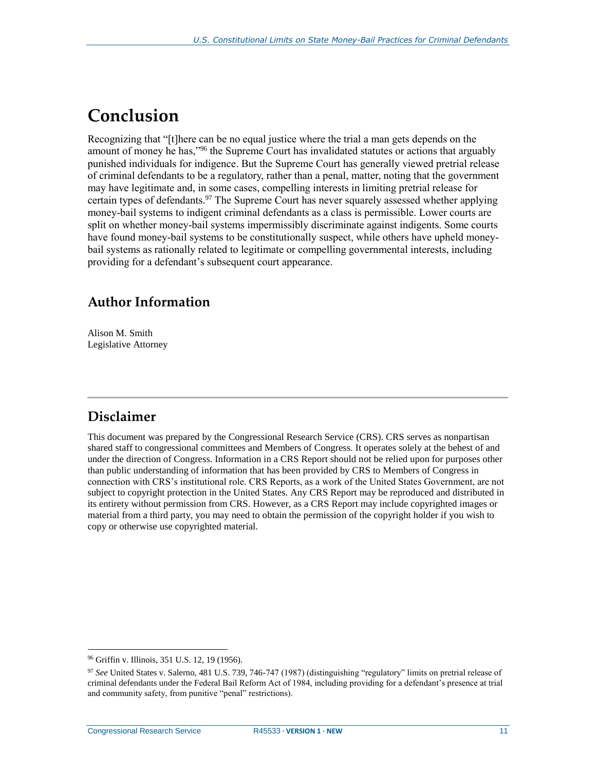# Conclusion

Recognizing that "[t]here can be no equal justice where the trial a man gets depends on the amount of money he has,"[96] the Supreme Court has invalidated statutes or actions that arguably punished individuals for indigence. But the Supreme Court has generally viewed pretrial release of criminal defendants to be a regulatory, rather than a penal, matter, noting that the government may have legitimate and, in some cases, compelling interests in limiting pretrial release for certain types of defendants.[97] The Supreme Court has never squarely assessed whether applying money-bail systems to indigent criminal defendants as a class is permissible. Lower courts are split on whether money-bail systems impermissibly discriminate against indigents. Some courts have found money-bail systems to be constitutionally suspect, while others have upheld money-bail systems as rationally related to legitimate or compelling governmental interests, including providing for a defendant's subsequent court appearance.

## Author Information

Alison M. Smith
Legislative Attorney

## Disclaimer

This document was prepared by the Congressional Research Service (CRS). CRS serves as nonpartisan shared staff to congressional committees and Members of Congress. It operates solely at the behest of and under the direction of Congress. Information in a CRS Report should not be relied upon for purposes other than public understanding of information that has been provided by CRS to Members of Congress in connection with CRS's institutional role. CRS Reports, as a work of the United States Government, are not subject to copyright protection in the United States. Any CRS Report may be reproduced and distributed in its entirety without permission from CRS. However, as a CRS Report may include copyrighted images or material from a third party, you may need to obtain the permission of the copyright holder if you wish to copy or otherwise use copyrighted material.

---

[96] Griffin v. Illinois, 351 U.S. 12, 19 (1956).

[97] *See* United States v. Salerno, 481 U.S. 739, 746-747 (1987) (distinguishing "regulatory" limits on pretrial release of criminal defendants under the Federal Bail Reform Act of 1984, including providing for a defendant's presence at trial and community safety, from punitive "penal" restrictions).